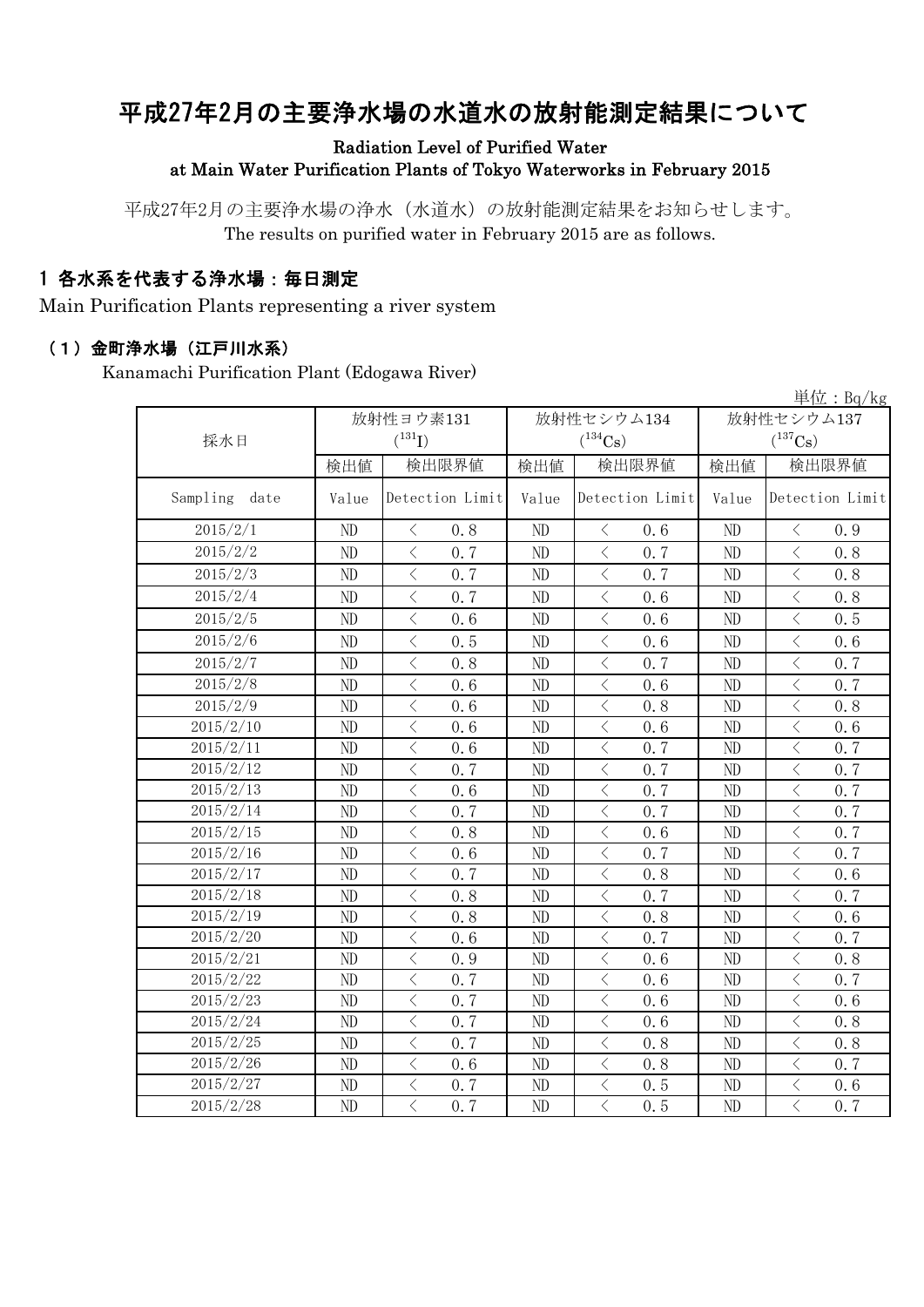# 平成27年2月の主要浄水場の水道水の放射能測定結果について

**Radiation Level of Purified Water at Main Water Purification Plants of Tokyo Waterworks in February 2015**

平成27年2月の主要浄水場の浄水（水道水）の放射能測定結果をお知らせします。
The results on purified water in February 2015 are as follows.

## 1 各水系を代表する浄水場：毎日測定

Main Purification Plants representing a river system

### （1）金町浄水場（江戸川水系）

Kanamachi Purification Plant (Edogawa River)

単位：Bq/kg

| 採水日 | 放射性ヨウ素131 ($^{131}I$) | | 放射性セシウム134 ($^{134}Cs$) | | 放射性セシウム137 ($^{137}Cs$) | |
|---|---|---|---|---|---|---|
| | 検出値 | 検出限界値 | 検出値 | 検出限界値 | 検出値 | 検出限界値 |
| Sampling date | Value | Detection Limit | Value | Detection Limit | Value | Detection Limit |
| 2015/2/1 | ND | < 0.8 | ND | < 0.6 | ND | < 0.9 |
| 2015/2/2 | ND | < 0.7 | ND | < 0.7 | ND | < 0.8 |
| 2015/2/3 | ND | < 0.7 | ND | < 0.7 | ND | < 0.8 |
| 2015/2/4 | ND | < 0.7 | ND | < 0.6 | ND | < 0.8 |
| 2015/2/5 | ND | < 0.6 | ND | < 0.6 | ND | < 0.5 |
| 2015/2/6 | ND | < 0.5 | ND | < 0.6 | ND | < 0.6 |
| 2015/2/7 | ND | < 0.8 | ND | < 0.7 | ND | < 0.7 |
| 2015/2/8 | ND | < 0.6 | ND | < 0.6 | ND | < 0.7 |
| 2015/2/9 | ND | < 0.6 | ND | < 0.8 | ND | < 0.8 |
| 2015/2/10 | ND | < 0.6 | ND | < 0.6 | ND | < 0.6 |
| 2015/2/11 | ND | < 0.6 | ND | < 0.7 | ND | < 0.7 |
| 2015/2/12 | ND | < 0.7 | ND | < 0.7 | ND | < 0.7 |
| 2015/2/13 | ND | < 0.6 | ND | < 0.7 | ND | < 0.7 |
| 2015/2/14 | ND | < 0.7 | ND | < 0.7 | ND | < 0.7 |
| 2015/2/15 | ND | < 0.8 | ND | < 0.6 | ND | < 0.7 |
| 2015/2/16 | ND | < 0.6 | ND | < 0.7 | ND | < 0.7 |
| 2015/2/17 | ND | < 0.7 | ND | < 0.8 | ND | < 0.6 |
| 2015/2/18 | ND | < 0.8 | ND | < 0.7 | ND | < 0.7 |
| 2015/2/19 | ND | < 0.8 | ND | < 0.8 | ND | < 0.6 |
| 2015/2/20 | ND | < 0.6 | ND | < 0.7 | ND | < 0.7 |
| 2015/2/21 | ND | < 0.9 | ND | < 0.6 | ND | < 0.8 |
| 2015/2/22 | ND | < 0.7 | ND | < 0.6 | ND | < 0.7 |
| 2015/2/23 | ND | < 0.7 | ND | < 0.6 | ND | < 0.6 |
| 2015/2/24 | ND | < 0.7 | ND | < 0.6 | ND | < 0.8 |
| 2015/2/25 | ND | < 0.7 | ND | < 0.8 | ND | < 0.8 |
| 2015/2/26 | ND | < 0.6 | ND | < 0.8 | ND | < 0.7 |
| 2015/2/27 | ND | < 0.7 | ND | < 0.5 | ND | < 0.6 |
| 2015/2/28 | ND | < 0.7 | ND | < 0.5 | ND | < 0.7 |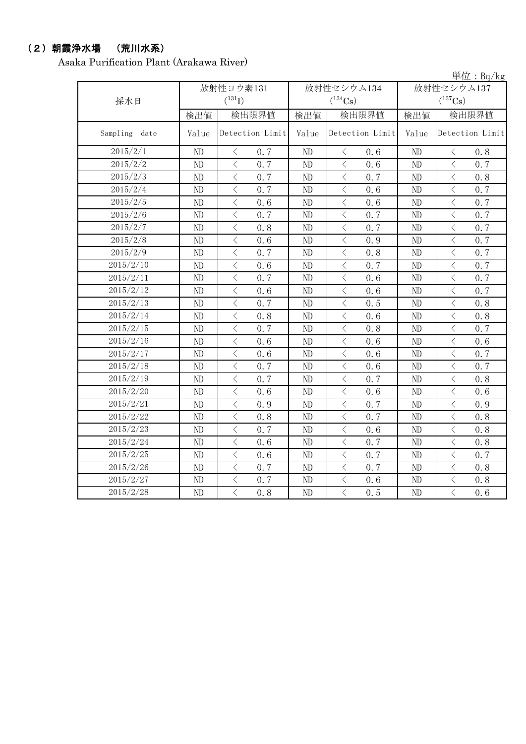## （2）朝霞浄水場　（荒川水系）

Asaka Purification Plant (Arakawa River)

単位：Bq/kg

| 採水日 | 放射性ヨウ素131 ($^{131}I$) | | 放射性セシウム134 ($^{134}Cs$) | | 放射性セシウム137 ($^{137}Cs$) | |
|---|---|---|---|---|---|---|
| | 検出値 | 検出限界値 | 検出値 | 検出限界値 | 検出値 | 検出限界値 |
| Sampling date | Value | Detection Limit | Value | Detection Limit | Value | Detection Limit |
| 2015/2/1 | ND | ＜ 0.7 | ND | ＜ 0.6 | ND | ＜ 0.8 |
| 2015/2/2 | ND | ＜ 0.7 | ND | ＜ 0.6 | ND | ＜ 0.7 |
| 2015/2/3 | ND | ＜ 0.7 | ND | ＜ 0.7 | ND | ＜ 0.8 |
| 2015/2/4 | ND | ＜ 0.7 | ND | ＜ 0.6 | ND | ＜ 0.7 |
| 2015/2/5 | ND | ＜ 0.6 | ND | ＜ 0.6 | ND | ＜ 0.7 |
| 2015/2/6 | ND | ＜ 0.7 | ND | ＜ 0.7 | ND | ＜ 0.7 |
| 2015/2/7 | ND | ＜ 0.8 | ND | ＜ 0.7 | ND | ＜ 0.7 |
| 2015/2/8 | ND | ＜ 0.6 | ND | ＜ 0.9 | ND | ＜ 0.7 |
| 2015/2/9 | ND | ＜ 0.7 | ND | ＜ 0.8 | ND | ＜ 0.7 |
| 2015/2/10 | ND | ＜ 0.6 | ND | ＜ 0.7 | ND | ＜ 0.7 |
| 2015/2/11 | ND | ＜ 0.7 | ND | ＜ 0.6 | ND | ＜ 0.7 |
| 2015/2/12 | ND | ＜ 0.6 | ND | ＜ 0.6 | ND | ＜ 0.7 |
| 2015/2/13 | ND | ＜ 0.7 | ND | ＜ 0.5 | ND | ＜ 0.8 |
| 2015/2/14 | ND | ＜ 0.8 | ND | ＜ 0.6 | ND | ＜ 0.8 |
| 2015/2/15 | ND | ＜ 0.7 | ND | ＜ 0.8 | ND | ＜ 0.7 |
| 2015/2/16 | ND | ＜ 0.6 | ND | ＜ 0.6 | ND | ＜ 0.6 |
| 2015/2/17 | ND | ＜ 0.6 | ND | ＜ 0.6 | ND | ＜ 0.7 |
| 2015/2/18 | ND | ＜ 0.7 | ND | ＜ 0.6 | ND | ＜ 0.7 |
| 2015/2/19 | ND | ＜ 0.7 | ND | ＜ 0.7 | ND | ＜ 0.8 |
| 2015/2/20 | ND | ＜ 0.6 | ND | ＜ 0.6 | ND | ＜ 0.6 |
| 2015/2/21 | ND | ＜ 0.9 | ND | ＜ 0.7 | ND | ＜ 0.9 |
| 2015/2/22 | ND | ＜ 0.8 | ND | ＜ 0.7 | ND | ＜ 0.8 |
| 2015/2/23 | ND | ＜ 0.7 | ND | ＜ 0.6 | ND | ＜ 0.8 |
| 2015/2/24 | ND | ＜ 0.6 | ND | ＜ 0.7 | ND | ＜ 0.8 |
| 2015/2/25 | ND | ＜ 0.6 | ND | ＜ 0.7 | ND | ＜ 0.7 |
| 2015/2/26 | ND | ＜ 0.7 | ND | ＜ 0.7 | ND | ＜ 0.8 |
| 2015/2/27 | ND | ＜ 0.7 | ND | ＜ 0.6 | ND | ＜ 0.8 |
| 2015/2/28 | ND | ＜ 0.8 | ND | ＜ 0.5 | ND | ＜ 0.6 |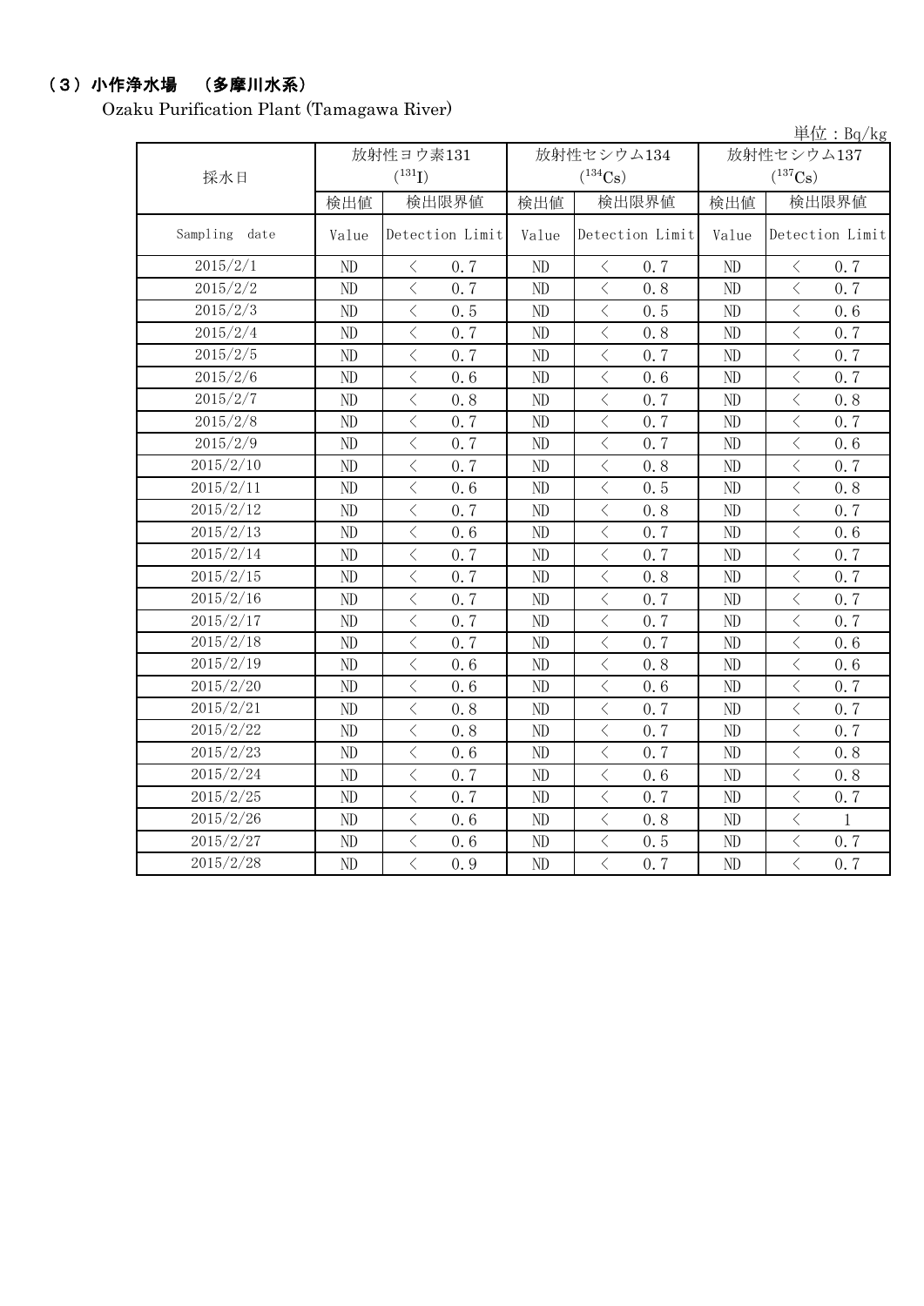### （3）小作浄水場　（多摩川水系）

Ozaku Purification Plant (Tamagawa River)

単位：Bq/kg

| 採水日 | 放射性ヨウ素131 ($^{131}I$) | | 放射性セシウム134 ($^{134}Cs$) | | 放射性セシウム137 ($^{137}Cs$) | |
|---|---|---|---|---|---|---|
| | 検出値 | 検出限界値 | 検出値 | 検出限界値 | 検出値 | 検出限界値 |
| Sampling date | Value | Detection Limit | Value | Detection Limit | Value | Detection Limit |
| 2015/2/1 | ND | ＜ 0.7 | ND | ＜ 0.7 | ND | ＜ 0.7 |
| 2015/2/2 | ND | ＜ 0.7 | ND | ＜ 0.8 | ND | ＜ 0.7 |
| 2015/2/3 | ND | ＜ 0.5 | ND | ＜ 0.5 | ND | ＜ 0.6 |
| 2015/2/4 | ND | ＜ 0.7 | ND | ＜ 0.8 | ND | ＜ 0.7 |
| 2015/2/5 | ND | ＜ 0.7 | ND | ＜ 0.7 | ND | ＜ 0.7 |
| 2015/2/6 | ND | ＜ 0.6 | ND | ＜ 0.6 | ND | ＜ 0.7 |
| 2015/2/7 | ND | ＜ 0.8 | ND | ＜ 0.7 | ND | ＜ 0.8 |
| 2015/2/8 | ND | ＜ 0.7 | ND | ＜ 0.7 | ND | ＜ 0.7 |
| 2015/2/9 | ND | ＜ 0.7 | ND | ＜ 0.7 | ND | ＜ 0.6 |
| 2015/2/10 | ND | ＜ 0.7 | ND | ＜ 0.8 | ND | ＜ 0.7 |
| 2015/2/11 | ND | ＜ 0.6 | ND | ＜ 0.5 | ND | ＜ 0.8 |
| 2015/2/12 | ND | ＜ 0.7 | ND | ＜ 0.8 | ND | ＜ 0.7 |
| 2015/2/13 | ND | ＜ 0.6 | ND | ＜ 0.7 | ND | ＜ 0.6 |
| 2015/2/14 | ND | ＜ 0.7 | ND | ＜ 0.7 | ND | ＜ 0.7 |
| 2015/2/15 | ND | ＜ 0.7 | ND | ＜ 0.8 | ND | ＜ 0.7 |
| 2015/2/16 | ND | ＜ 0.7 | ND | ＜ 0.7 | ND | ＜ 0.7 |
| 2015/2/17 | ND | ＜ 0.7 | ND | ＜ 0.7 | ND | ＜ 0.7 |
| 2015/2/18 | ND | ＜ 0.7 | ND | ＜ 0.7 | ND | ＜ 0.6 |
| 2015/2/19 | ND | ＜ 0.6 | ND | ＜ 0.8 | ND | ＜ 0.6 |
| 2015/2/20 | ND | ＜ 0.6 | ND | ＜ 0.6 | ND | ＜ 0.7 |
| 2015/2/21 | ND | ＜ 0.8 | ND | ＜ 0.7 | ND | ＜ 0.7 |
| 2015/2/22 | ND | ＜ 0.8 | ND | ＜ 0.7 | ND | ＜ 0.7 |
| 2015/2/23 | ND | ＜ 0.6 | ND | ＜ 0.7 | ND | ＜ 0.8 |
| 2015/2/24 | ND | ＜ 0.7 | ND | ＜ 0.6 | ND | ＜ 0.8 |
| 2015/2/25 | ND | ＜ 0.7 | ND | ＜ 0.7 | ND | ＜ 0.7 |
| 2015/2/26 | ND | ＜ 0.6 | ND | ＜ 0.8 | ND | ＜ 1 |
| 2015/2/27 | ND | ＜ 0.6 | ND | ＜ 0.5 | ND | ＜ 0.7 |
| 2015/2/28 | ND | ＜ 0.9 | ND | ＜ 0.7 | ND | ＜ 0.7 |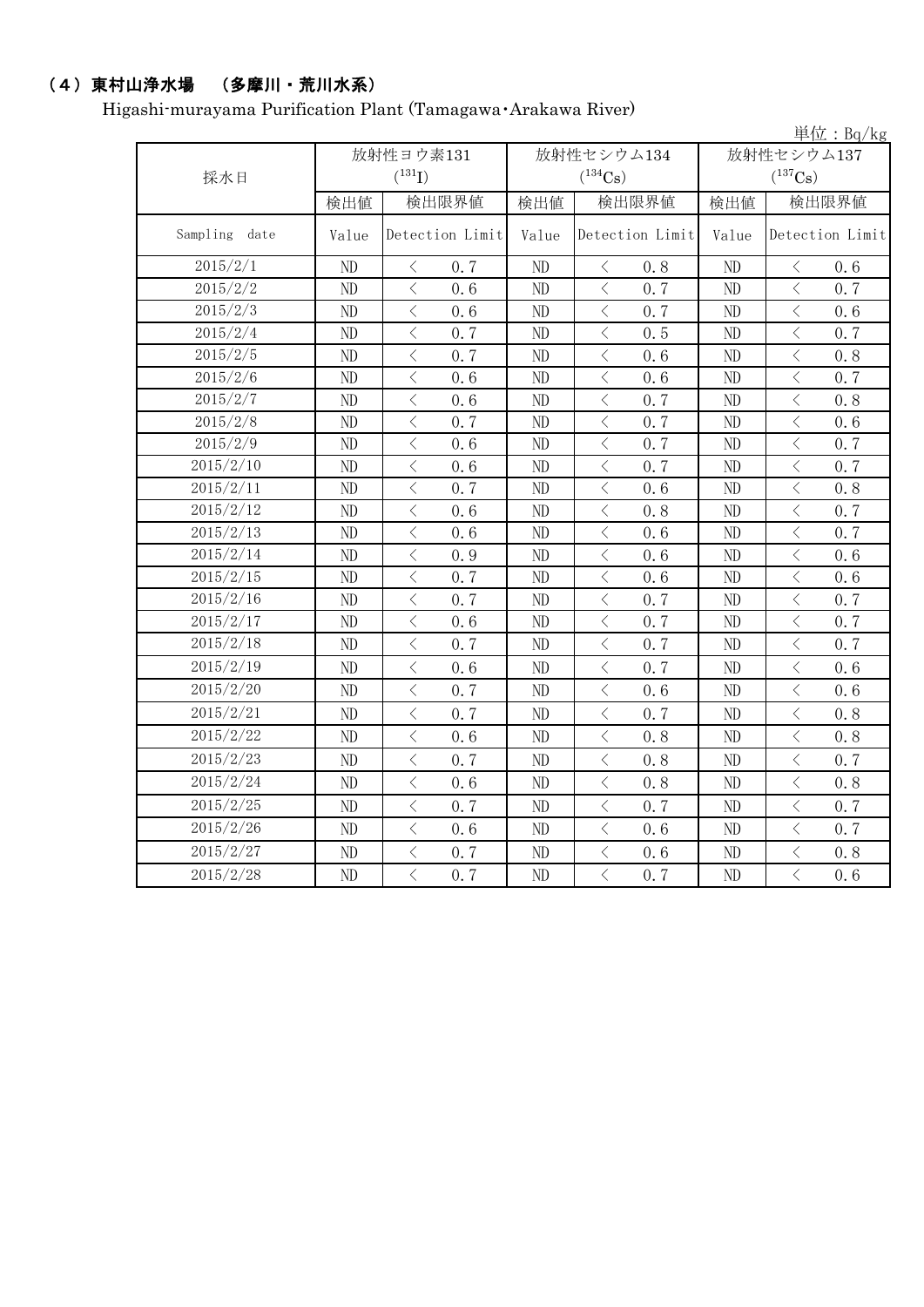### （4）東村山浄水場　（多摩川・荒川水系）

Higashi-murayama Purification Plant (Tamagawa・Arakawa River)

単位：Bq/kg

| 採水日 | 放射性ヨウ素131 ($^{131}I$) | | 放射性セシウム134 ($^{134}Cs$) | | 放射性セシウム137 ($^{137}Cs$) | |
|---|---|---|---|---|---|---|
| | 検出値 | 検出限界値 | 検出値 | 検出限界値 | 検出値 | 検出限界値 |
| Sampling date | Value | Detection Limit | Value | Detection Limit | Value | Detection Limit |
| 2015/2/1 | ND | ＜　0.7 | ND | ＜　0.8 | ND | ＜　0.6 |
| 2015/2/2 | ND | ＜　0.6 | ND | ＜　0.7 | ND | ＜　0.7 |
| 2015/2/3 | ND | ＜　0.6 | ND | ＜　0.7 | ND | ＜　0.6 |
| 2015/2/4 | ND | ＜　0.7 | ND | ＜　0.5 | ND | ＜　0.7 |
| 2015/2/5 | ND | ＜　0.7 | ND | ＜　0.6 | ND | ＜　0.8 |
| 2015/2/6 | ND | ＜　0.6 | ND | ＜　0.6 | ND | ＜　0.7 |
| 2015/2/7 | ND | ＜　0.6 | ND | ＜　0.7 | ND | ＜　0.8 |
| 2015/2/8 | ND | ＜　0.7 | ND | ＜　0.7 | ND | ＜　0.6 |
| 2015/2/9 | ND | ＜　0.6 | ND | ＜　0.7 | ND | ＜　0.7 |
| 2015/2/10 | ND | ＜　0.6 | ND | ＜　0.7 | ND | ＜　0.7 |
| 2015/2/11 | ND | ＜　0.7 | ND | ＜　0.6 | ND | ＜　0.8 |
| 2015/2/12 | ND | ＜　0.6 | ND | ＜　0.8 | ND | ＜　0.7 |
| 2015/2/13 | ND | ＜　0.6 | ND | ＜　0.6 | ND | ＜　0.7 |
| 2015/2/14 | ND | ＜　0.9 | ND | ＜　0.6 | ND | ＜　0.6 |
| 2015/2/15 | ND | ＜　0.7 | ND | ＜　0.6 | ND | ＜　0.6 |
| 2015/2/16 | ND | ＜　0.7 | ND | ＜　0.7 | ND | ＜　0.7 |
| 2015/2/17 | ND | ＜　0.6 | ND | ＜　0.7 | ND | ＜　0.7 |
| 2015/2/18 | ND | ＜　0.7 | ND | ＜　0.7 | ND | ＜　0.7 |
| 2015/2/19 | ND | ＜　0.6 | ND | ＜　0.7 | ND | ＜　0.6 |
| 2015/2/20 | ND | ＜　0.7 | ND | ＜　0.6 | ND | ＜　0.6 |
| 2015/2/21 | ND | ＜　0.7 | ND | ＜　0.7 | ND | ＜　0.8 |
| 2015/2/22 | ND | ＜　0.6 | ND | ＜　0.8 | ND | ＜　0.8 |
| 2015/2/23 | ND | ＜　0.7 | ND | ＜　0.8 | ND | ＜　0.7 |
| 2015/2/24 | ND | ＜　0.6 | ND | ＜　0.8 | ND | ＜　0.8 |
| 2015/2/25 | ND | ＜　0.7 | ND | ＜　0.7 | ND | ＜　0.7 |
| 2015/2/26 | ND | ＜　0.6 | ND | ＜　0.6 | ND | ＜　0.7 |
| 2015/2/27 | ND | ＜　0.7 | ND | ＜　0.6 | ND | ＜　0.8 |
| 2015/2/28 | ND | ＜　0.7 | ND | ＜　0.7 | ND | ＜　0.6 |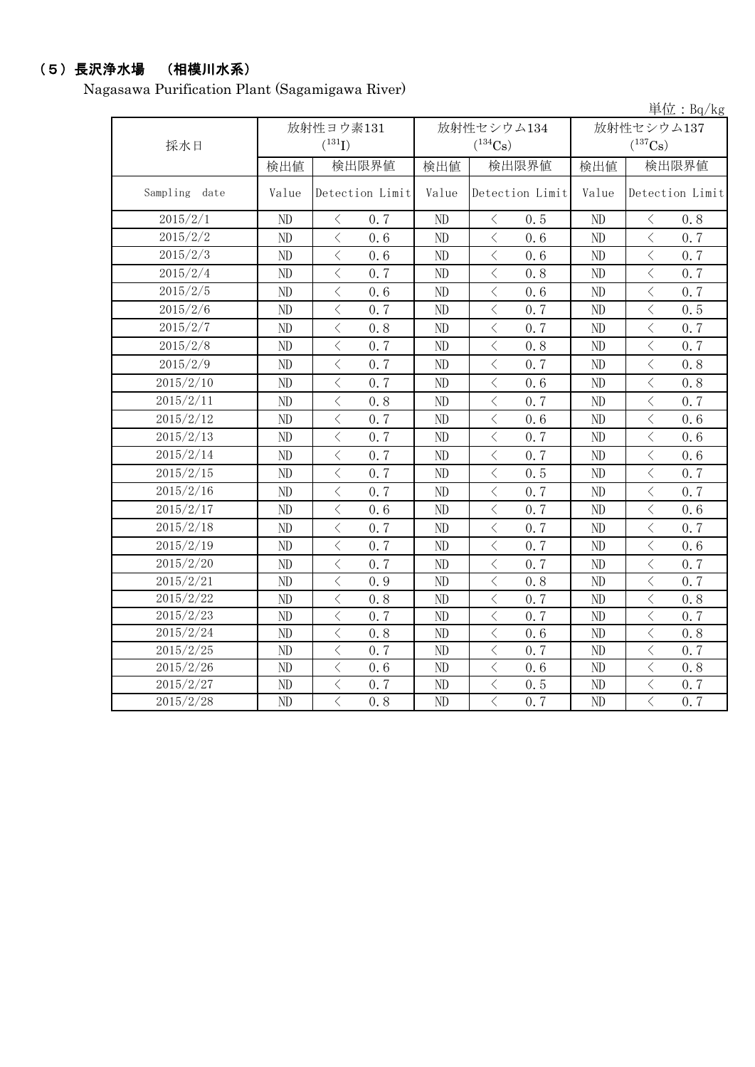## （5）長沢浄水場　（相模川水系）

Nagasawa Purification Plant (Sagamigawa River)

単位：Bq/kg

| 採水日 | 放射性ヨウ素131 ($^{131}I$) | | 放射性セシウム134 ($^{134}Cs$) | | 放射性セシウム137 ($^{137}Cs$) | |
|---|---|---|---|---|---|---|
| | 検出値 | 検出限界値 | 検出値 | 検出限界値 | 検出値 | 検出限界値 |
| Sampling date | Value | Detection Limit | Value | Detection Limit | Value | Detection Limit |
| 2015/2/1 | ND | ＜ 0.7 | ND | ＜ 0.5 | ND | ＜ 0.8 |
| 2015/2/2 | ND | ＜ 0.6 | ND | ＜ 0.6 | ND | ＜ 0.7 |
| 2015/2/3 | ND | ＜ 0.6 | ND | ＜ 0.6 | ND | ＜ 0.7 |
| 2015/2/4 | ND | ＜ 0.7 | ND | ＜ 0.8 | ND | ＜ 0.7 |
| 2015/2/5 | ND | ＜ 0.6 | ND | ＜ 0.6 | ND | ＜ 0.7 |
| 2015/2/6 | ND | ＜ 0.7 | ND | ＜ 0.7 | ND | ＜ 0.5 |
| 2015/2/7 | ND | ＜ 0.8 | ND | ＜ 0.7 | ND | ＜ 0.7 |
| 2015/2/8 | ND | ＜ 0.7 | ND | ＜ 0.8 | ND | ＜ 0.7 |
| 2015/2/9 | ND | ＜ 0.7 | ND | ＜ 0.7 | ND | ＜ 0.8 |
| 2015/2/10 | ND | ＜ 0.7 | ND | ＜ 0.6 | ND | ＜ 0.8 |
| 2015/2/11 | ND | ＜ 0.8 | ND | ＜ 0.7 | ND | ＜ 0.7 |
| 2015/2/12 | ND | ＜ 0.7 | ND | ＜ 0.6 | ND | ＜ 0.6 |
| 2015/2/13 | ND | ＜ 0.7 | ND | ＜ 0.7 | ND | ＜ 0.6 |
| 2015/2/14 | ND | ＜ 0.7 | ND | ＜ 0.7 | ND | ＜ 0.6 |
| 2015/2/15 | ND | ＜ 0.7 | ND | ＜ 0.5 | ND | ＜ 0.7 |
| 2015/2/16 | ND | ＜ 0.7 | ND | ＜ 0.7 | ND | ＜ 0.7 |
| 2015/2/17 | ND | ＜ 0.6 | ND | ＜ 0.7 | ND | ＜ 0.6 |
| 2015/2/18 | ND | ＜ 0.7 | ND | ＜ 0.7 | ND | ＜ 0.7 |
| 2015/2/19 | ND | ＜ 0.7 | ND | ＜ 0.7 | ND | ＜ 0.6 |
| 2015/2/20 | ND | ＜ 0.7 | ND | ＜ 0.7 | ND | ＜ 0.7 |
| 2015/2/21 | ND | ＜ 0.9 | ND | ＜ 0.8 | ND | ＜ 0.7 |
| 2015/2/22 | ND | ＜ 0.8 | ND | ＜ 0.7 | ND | ＜ 0.8 |
| 2015/2/23 | ND | ＜ 0.7 | ND | ＜ 0.7 | ND | ＜ 0.7 |
| 2015/2/24 | ND | ＜ 0.8 | ND | ＜ 0.6 | ND | ＜ 0.8 |
| 2015/2/25 | ND | ＜ 0.7 | ND | ＜ 0.7 | ND | ＜ 0.7 |
| 2015/2/26 | ND | ＜ 0.6 | ND | ＜ 0.6 | ND | ＜ 0.8 |
| 2015/2/27 | ND | ＜ 0.7 | ND | ＜ 0.5 | ND | ＜ 0.7 |
| 2015/2/28 | ND | ＜ 0.8 | ND | ＜ 0.7 | ND | ＜ 0.7 |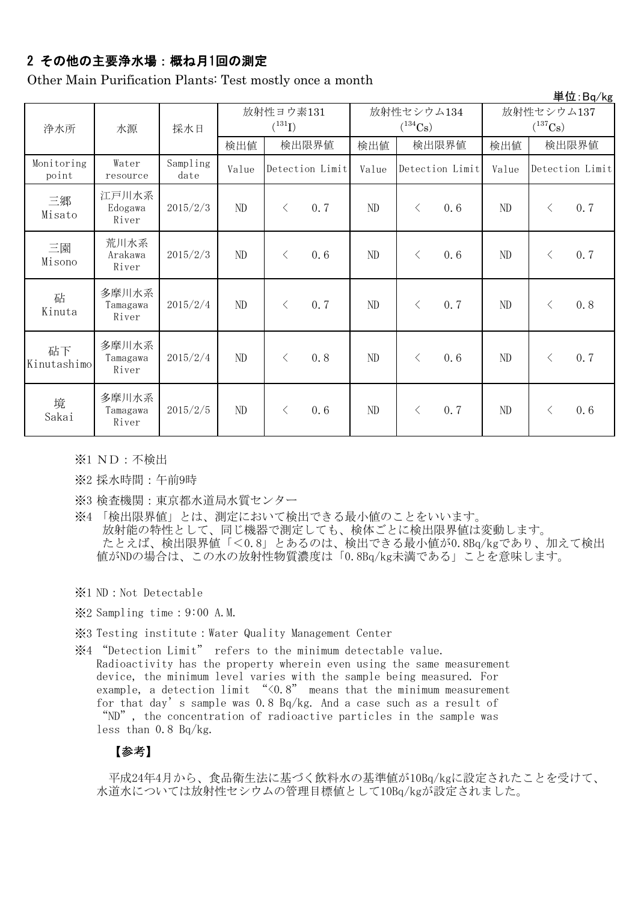## 2 その他の主要浄水場：概ね月1回の測定

Other Main Purification Plants: Test mostly once a month

単位：Bq/kg

| 浄水所 | 水源 | 採水日 | 放射性ヨウ素131 ($^{131}I$) | | 放射性セシウム134 ($^{134}Cs$) | | 放射性セシウム137 ($^{137}Cs$) | |
|---|---|---|---|---|---|---|---|---|
| | | | 検出値 | 検出限界値 | 検出値 | 検出限界値 | 検出値 | 検出限界値 |
| Monitoring point | Water resource | Sampling date | Value | Detection Limit | Value | Detection Limit | Value | Detection Limit |
| 三郷 Misato | 江戸川水系 Edogawa River | 2015/2/3 | ND | ＜ 0.7 | ND | ＜ 0.6 | ND | ＜ 0.7 |
| 三園 Misono | 荒川水系 Arakawa River | 2015/2/3 | ND | ＜ 0.6 | ND | ＜ 0.6 | ND | ＜ 0.7 |
| 砧 Kinuta | 多摩川水系 Tamagawa River | 2015/2/4 | ND | ＜ 0.7 | ND | ＜ 0.7 | ND | ＜ 0.8 |
| 砧下 Kinutashimo | 多摩川水系 Tamagawa River | 2015/2/4 | ND | ＜ 0.8 | ND | ＜ 0.6 | ND | ＜ 0.7 |
| 境 Sakai | 多摩川水系 Tamagawa River | 2015/2/5 | ND | ＜ 0.6 | ND | ＜ 0.7 | ND | ＜ 0.6 |

※1 ＮＤ：不検出

※2 採水時間：午前9時

※3 検査機関：東京都水道局水質センター

※4 「検出限界値」とは、測定において検出できる最小値のことをいいます。
放射能の特性として、同じ機器で測定しても、検体ごとに検出限界値は変動します。
たとえば、検出限界値「＜0.8」とあるのは、検出できる最小値が0.8Bq/kgであり、加えて検出値がNDの場合は、この水の放射性物質濃度は「0.8Bq/kg未満である」ことを意味します。

※1 ND：Not Detectable

※2 Sampling time：9:00 A.M.

※3 Testing institute：Water Quality Management Center

※4 "Detection Limit" refers to the minimum detectable value.
Radioactivity has the property wherein even using the same measurement device, the minimum level varies with the sample being measured. For example, a detection limit "<0.8" means that the minimum measurement for that day's sample was 0.8 Bq/kg. And a case such as a result of "ND", the concentration of radioactive particles in the sample was less than 0.8 Bq/kg.

**【参考】**

平成24年4月から、食品衛生法に基づく飲料水の基準値が10Bq/kgに設定されたことを受けて、水道水については放射性セシウムの管理目標値として10Bq/kgが設定されました。